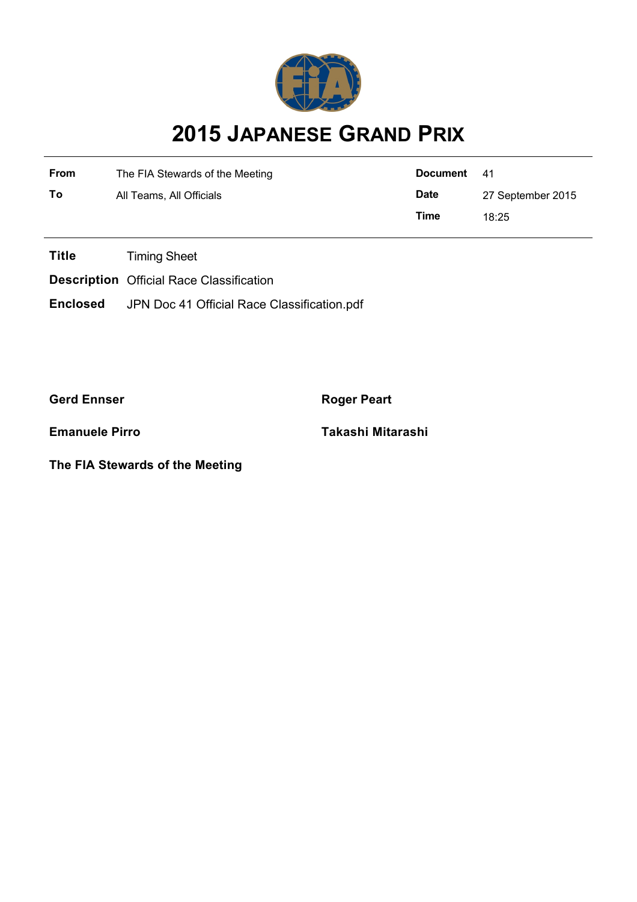# 2015 JAPANESE GRAND PRIX

| | | | |
|---|---|---|---|
| **From** | The FIA Stewards of the Meeting | **Document** | 41 |
| **To** | All Teams, All Officials | **Date** | 27 September 2015 |
| | | **Time** | 18:25 |

**Title** Timing Sheet

**Description** Official Race Classification

**Enclosed** JPN Doc 41 Official Race Classification.pdf

**Gerd Ennser**

**Roger Peart**

**Emanuele Pirro**

**Takashi Mitarashi**

**The FIA Stewards of the Meeting**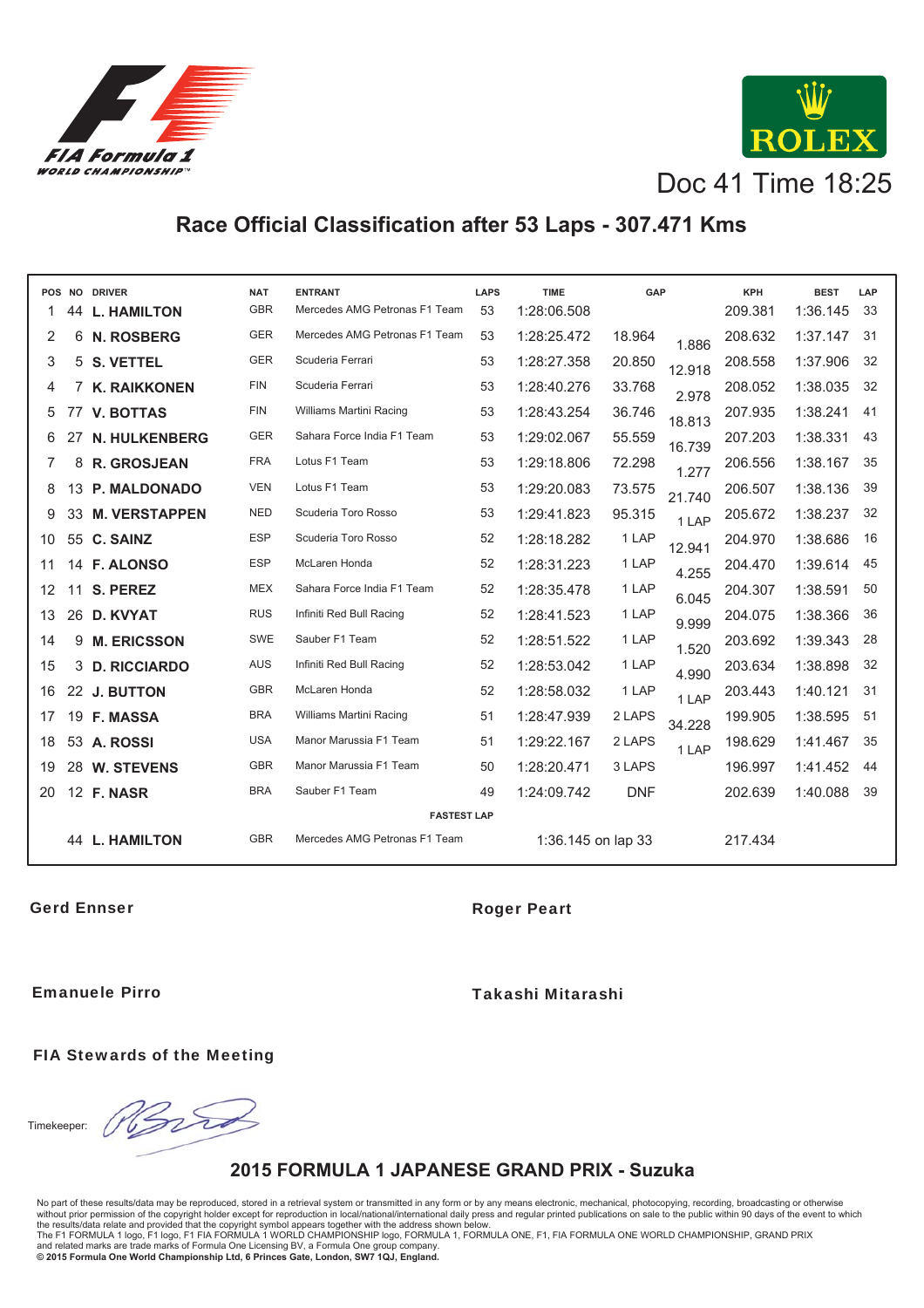FIA Formula 1 WORLD CHAMPIONSHIP

ROLEX

Doc 41 Time 18:25

## Race Official Classification after 53 Laps - 307.471 Kms

| POS | NO | DRIVER | NAT | ENTRANT | LAPS | TIME | GAP | | KPH | BEST | LAP |
|---|---|---|---|---|---|---|---|---|---|---|---|
| 1 | 44 | **L. HAMILTON** | GBR | Mercedes AMG Petronas F1 Team | 53 | 1:28:06.508 | | | 209.381 | 1:36.145 | 33 |
| 2 | 6 | **N. ROSBERG** | GER | Mercedes AMG Petronas F1 Team | 53 | 1:28:25.472 | 18.964 | | 208.632 | 1:37.147 | 31 |
| 3 | 5 | **S. VETTEL** | GER | Scuderia Ferrari | 53 | 1:28:27.358 | 20.850 | 1.886 | 208.558 | 1:37.906 | 32 |
| 4 | 7 | **K. RAIKKONEN** | FIN | Scuderia Ferrari | 53 | 1:28:40.276 | 33.768 | 12.918 | 208.052 | 1:38.035 | 32 |
| 5 | 77 | **V. BOTTAS** | FIN | Williams Martini Racing | 53 | 1:28:43.254 | 36.746 | 2.978 | 207.935 | 1:38.241 | 41 |
| 6 | 27 | **N. HULKENBERG** | GER | Sahara Force India F1 Team | 53 | 1:29:02.067 | 55.559 | 18.813 | 207.203 | 1:38.331 | 43 |
| 7 | 8 | **R. GROSJEAN** | FRA | Lotus F1 Team | 53 | 1:29:18.806 | 72.298 | 16.739 | 206.556 | 1:38.167 | 35 |
| 8 | 13 | **P. MALDONADO** | VEN | Lotus F1 Team | 53 | 1:29:20.083 | 73.575 | 1.277 | 206.507 | 1:38.136 | 39 |
| 9 | 33 | **M. VERSTAPPEN** | NED | Scuderia Toro Rosso | 53 | 1:29:41.823 | 95.315 | 21.740 | 205.672 | 1:38.237 | 32 |
| 10 | 55 | **C. SAINZ** | ESP | Scuderia Toro Rosso | 52 | 1:28:18.282 | 1 LAP | 1 LAP | 204.970 | 1:38.686 | 16 |
| 11 | 14 | **F. ALONSO** | ESP | McLaren Honda | 52 | 1:28:31.223 | 1 LAP | 12.941 | 204.470 | 1:39.614 | 45 |
| 12 | 11 | **S. PEREZ** | MEX | Sahara Force India F1 Team | 52 | 1:28:35.478 | 1 LAP | 4.255 | 204.307 | 1:38.591 | 50 |
| 13 | 26 | **D. KVYAT** | RUS | Infiniti Red Bull Racing | 52 | 1:28:41.523 | 1 LAP | 6.045 | 204.075 | 1:38.366 | 36 |
| 14 | 9 | **M. ERICSSON** | SWE | Sauber F1 Team | 52 | 1:28:51.522 | 1 LAP | 9.999 | 203.692 | 1:39.343 | 28 |
| 15 | 3 | **D. RICCIARDO** | AUS | Infiniti Red Bull Racing | 52 | 1:28:53.042 | 1 LAP | 1.520 | 203.634 | 1:38.898 | 32 |
| 16 | 22 | **J. BUTTON** | GBR | McLaren Honda | 52 | 1:28:58.032 | 1 LAP | 4.990 | 203.443 | 1:40.121 | 31 |
| 17 | 19 | **F. MASSA** | BRA | Williams Martini Racing | 51 | 1:28:47.939 | 2 LAPS | 1 LAP | 199.905 | 1:38.595 | 51 |
| 18 | 53 | **A. ROSSI** | USA | Manor Marussia F1 Team | 51 | 1:29:22.167 | 2 LAPS | 34.228 | 198.629 | 1:41.467 | 35 |
| 19 | 28 | **W. STEVENS** | GBR | Manor Marussia F1 Team | 50 | 1:28:20.471 | 3 LAPS | 1 LAP | 196.997 | 1:41.452 | 44 |
| 20 | 12 | **F. NASR** | BRA | Sauber F1 Team | 49 | 1:24:09.742 | DNF | | 202.639 | 1:40.088 | 39 |

**FASTEST LAP**

| NO | DRIVER | NAT | ENTRANT | TIME | KPH |
|---|---|---|---|---|---|
| 44 | **L. HAMILTON** | GBR | Mercedes AMG Petronas F1 Team | 1:36.145 on lap 33 | 217.434 |

**Gerd Ennser**

**Roger Peart**

**Emanuele Pirro**

**Takashi Mitarashi**

**FIA Stewards of the Meeting**

Timekeeper:

## 2015 FORMULA 1 JAPANESE GRAND PRIX - Suzuka

No part of these results/data may be reproduced, stored in a retrieval system or transmitted in any form or by any means electronic, mechanical, photocopying, recording, broadcasting or otherwise without prior permission of the copyright holder except for reproduction in local/national/international daily press and regular printed publications on sale to the public within 90 days of the event to which the results/data relate and provided that the copyright symbol appears together with the address shown below.
The F1 FORMULA 1 logo, F1 logo, F1 FIA FORMULA 1 WORLD CHAMPIONSHIP logo, FORMULA 1, FORMULA ONE, F1, FIA FORMULA ONE WORLD CHAMPIONSHIP, GRAND PRIX and related marks are trade marks of Formula One Licensing BV, a Formula One group company.
**© 2015 Formula One World Championship Ltd, 6 Princes Gate, London, SW7 1QJ, England.**